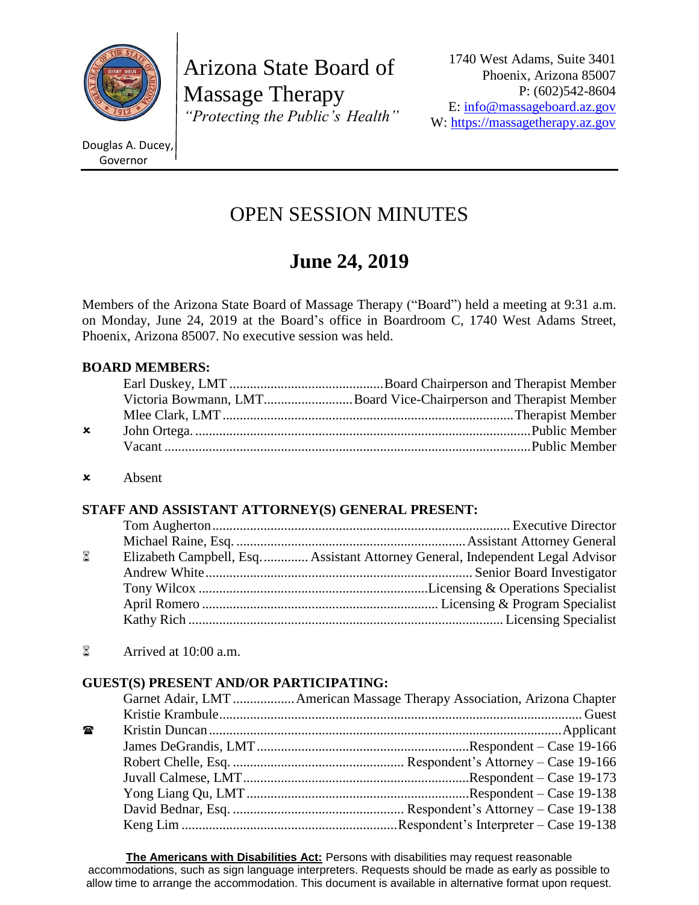Arizona State Board of Massage Therapy
*"Protecting the Public's Health"*

1740 West Adams, Suite 3401
Phoenix, Arizona 85007
P: (602)542-8604
E: info@massageboard.az.gov
W: https://massagetherapy.az.gov

Douglas A. Ducey, Governor

# OPEN SESSION MINUTES

## June 24, 2019

Members of the Arizona State Board of Massage Therapy ("Board") held a meeting at 9:31 a.m. on Monday, June 24, 2019 at the Board's office in Boardroom C, 1740 West Adams Street, Phoenix, Arizona 85007. No executive session was held.

### BOARD MEMBERS:

| | Name | Role |
|---|---|---|
| | Earl Duskey, LMT | Board Chairperson and Therapist Member |
| | Victoria Bowmann, LMT | Board Vice-Chairperson and Therapist Member |
| | Mlee Clark, LMT | Therapist Member |
| ✖ | John Ortega | Public Member |
| | Vacant | Public Member |

✖ Absent

### STAFF AND ASSISTANT ATTORNEY(S) GENERAL PRESENT:

| | Name | Role |
|---|---|---|
| | Tom Augherton | Executive Director |
| | Michael Raine, Esq. | Assistant Attorney General |
| ⌛ | Elizabeth Campbell, Esq. | Assistant Attorney General, Independent Legal Advisor |
| | Andrew White | Senior Board Investigator |
| | Tony Wilcox | Licensing & Operations Specialist |
| | April Romero | Licensing & Program Specialist |
| | Kathy Rich | Licensing Specialist |

⌛ Arrived at 10:00 a.m.

### GUEST(S) PRESENT AND/OR PARTICIPATING:

| | Name | Role |
|---|---|---|
| | Garnet Adair, LMT | American Massage Therapy Association, Arizona Chapter |
| | Kristie Krambule | Guest |
| ☎ | Kristin Duncan | Applicant |
| | James DeGrandis, LMT | Respondent – Case 19-166 |
| | Robert Chelle, Esq. | Respondent's Attorney – Case 19-166 |
| | Juvall Calmese, LMT | Respondent – Case 19-173 |
| | Yong Liang Qu, LMT | Respondent – Case 19-138 |
| | David Bednar, Esq. | Respondent's Attorney – Case 19-138 |
| | Keng Lim | Respondent's Interpreter – Case 19-138 |

**The Americans with Disabilities Act:** Persons with disabilities may request reasonable accommodations, such as sign language interpreters. Requests should be made as early as possible to allow time to arrange the accommodation. This document is available in alternative format upon request.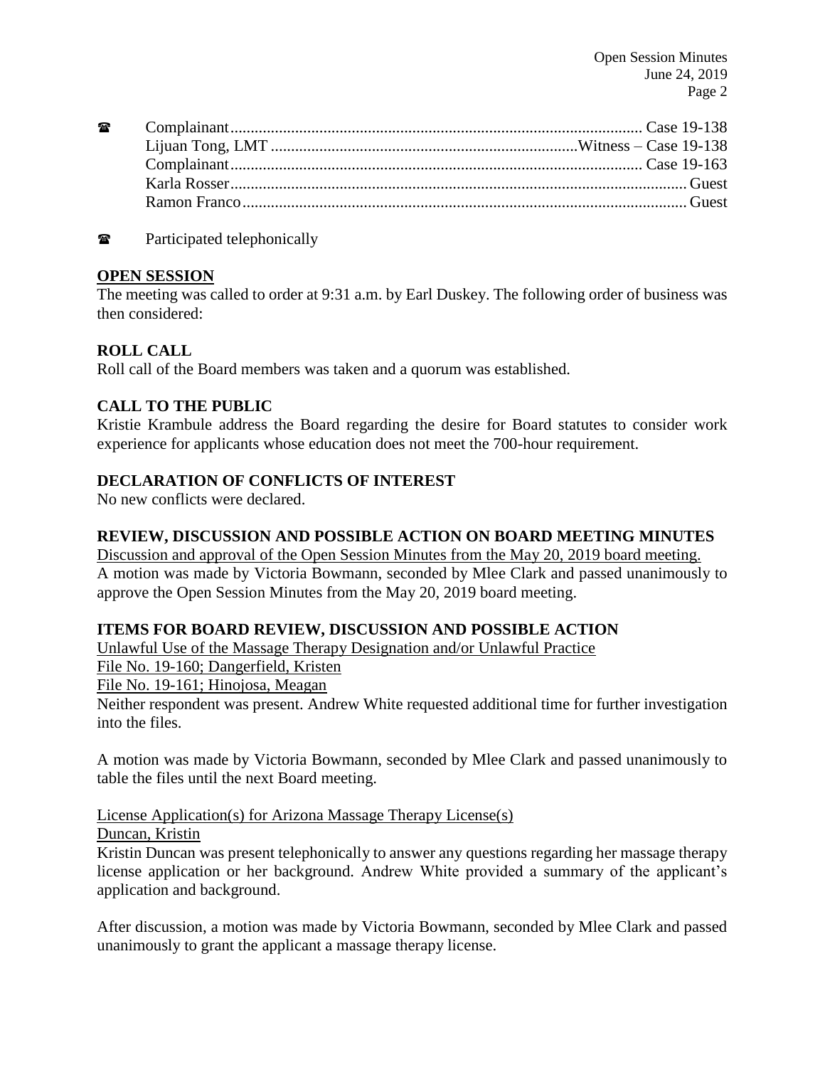☎ Complainant.................................................................................................... Case 19-138
Lijuan Tong, LMT ..........................................................................Witness – Case 19-138
Complainant.................................................................................................... Case 19-163
Karla Rosser...............................................................................................................Guest
Ramon Franco............................................................................................................Guest

☎ Participated telephonically

**OPEN SESSION**

The meeting was called to order at 9:31 a.m. by Earl Duskey. The following order of business was then considered:

**ROLL CALL**

Roll call of the Board members was taken and a quorum was established.

**CALL TO THE PUBLIC**

Kristie Krambule address the Board regarding the desire for Board statutes to consider work experience for applicants whose education does not meet the 700-hour requirement.

**DECLARATION OF CONFLICTS OF INTEREST**

No new conflicts were declared.

**REVIEW, DISCUSSION AND POSSIBLE ACTION ON BOARD MEETING MINUTES**

Discussion and approval of the Open Session Minutes from the May 20, 2019 board meeting.

A motion was made by Victoria Bowmann, seconded by Mlee Clark and passed unanimously to approve the Open Session Minutes from the May 20, 2019 board meeting.

**ITEMS FOR BOARD REVIEW, DISCUSSION AND POSSIBLE ACTION**

Unlawful Use of the Massage Therapy Designation and/or Unlawful Practice

File No. 19-160; Dangerfield, Kristen

File No. 19-161; Hinojosa, Meagan

Neither respondent was present. Andrew White requested additional time for further investigation into the files.

A motion was made by Victoria Bowmann, seconded by Mlee Clark and passed unanimously to table the files until the next Board meeting.

License Application(s) for Arizona Massage Therapy License(s)

Duncan, Kristin

Kristin Duncan was present telephonically to answer any questions regarding her massage therapy license application or her background. Andrew White provided a summary of the applicant's application and background.

After discussion, a motion was made by Victoria Bowmann, seconded by Mlee Clark and passed unanimously to grant the applicant a massage therapy license.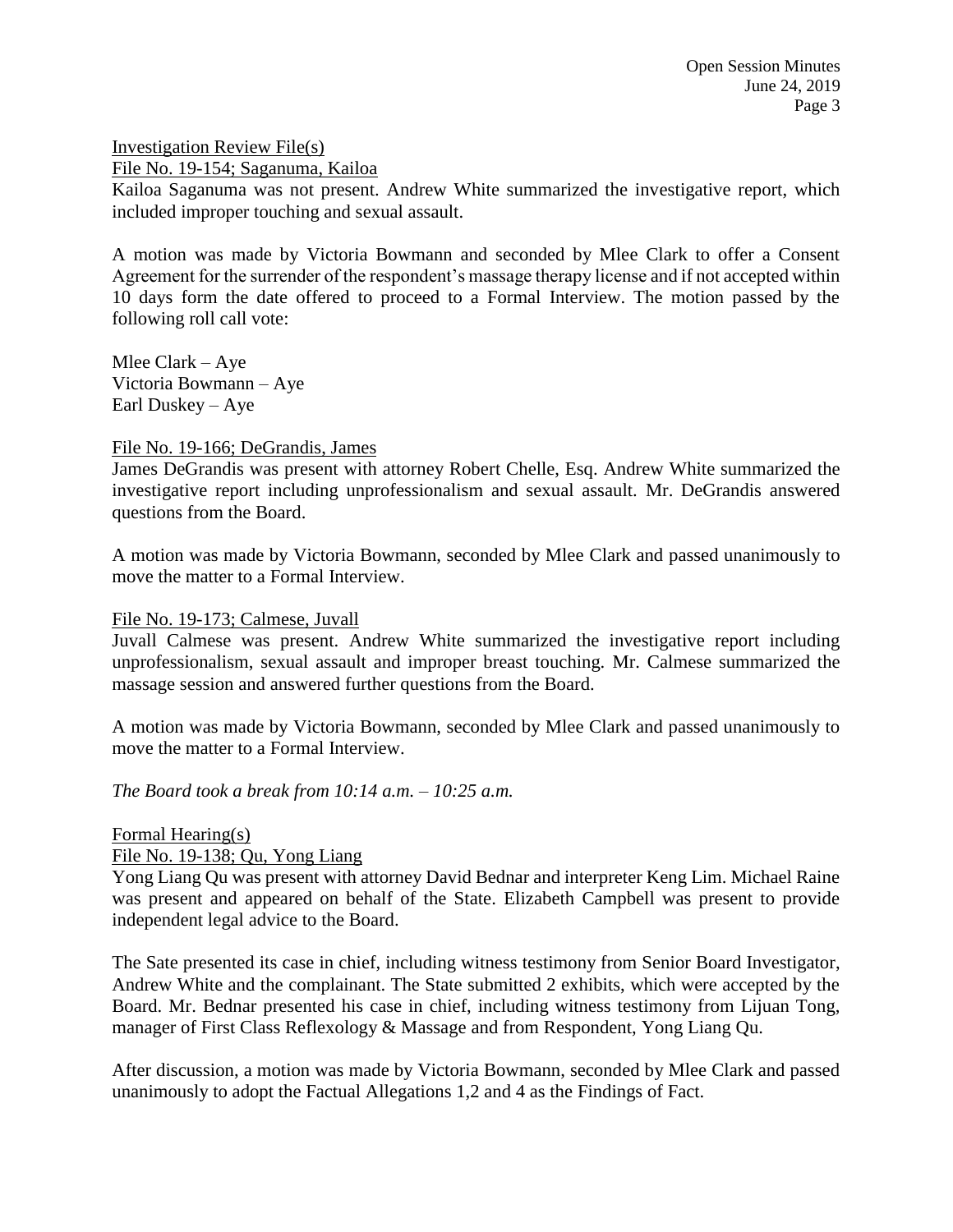Investigation Review File(s)

File No. 19-154; Saganuma, Kailoa

Kailoa Saganuma was not present. Andrew White summarized the investigative report, which included improper touching and sexual assault.

A motion was made by Victoria Bowmann and seconded by Mlee Clark to offer a Consent Agreement for the surrender of the respondent's massage therapy license and if not accepted within 10 days form the date offered to proceed to a Formal Interview. The motion passed by the following roll call vote:

Mlee Clark – Aye
Victoria Bowmann – Aye
Earl Duskey – Aye

File No. 19-166; DeGrandis, James

James DeGrandis was present with attorney Robert Chelle, Esq. Andrew White summarized the investigative report including unprofessionalism and sexual assault. Mr. DeGrandis answered questions from the Board.

A motion was made by Victoria Bowmann, seconded by Mlee Clark and passed unanimously to move the matter to a Formal Interview.

File No. 19-173; Calmese, Juvall

Juvall Calmese was present. Andrew White summarized the investigative report including unprofessionalism, sexual assault and improper breast touching. Mr. Calmese summarized the massage session and answered further questions from the Board.

A motion was made by Victoria Bowmann, seconded by Mlee Clark and passed unanimously to move the matter to a Formal Interview.

*The Board took a break from 10:14 a.m. – 10:25 a.m.*

Formal Hearing(s)

File No. 19-138; Qu, Yong Liang

Yong Liang Qu was present with attorney David Bednar and interpreter Keng Lim. Michael Raine was present and appeared on behalf of the State. Elizabeth Campbell was present to provide independent legal advice to the Board.

The Sate presented its case in chief, including witness testimony from Senior Board Investigator, Andrew White and the complainant. The State submitted 2 exhibits, which were accepted by the Board. Mr. Bednar presented his case in chief, including witness testimony from Lijuan Tong, manager of First Class Reflexology & Massage and from Respondent, Yong Liang Qu.

After discussion, a motion was made by Victoria Bowmann, seconded by Mlee Clark and passed unanimously to adopt the Factual Allegations 1,2 and 4 as the Findings of Fact.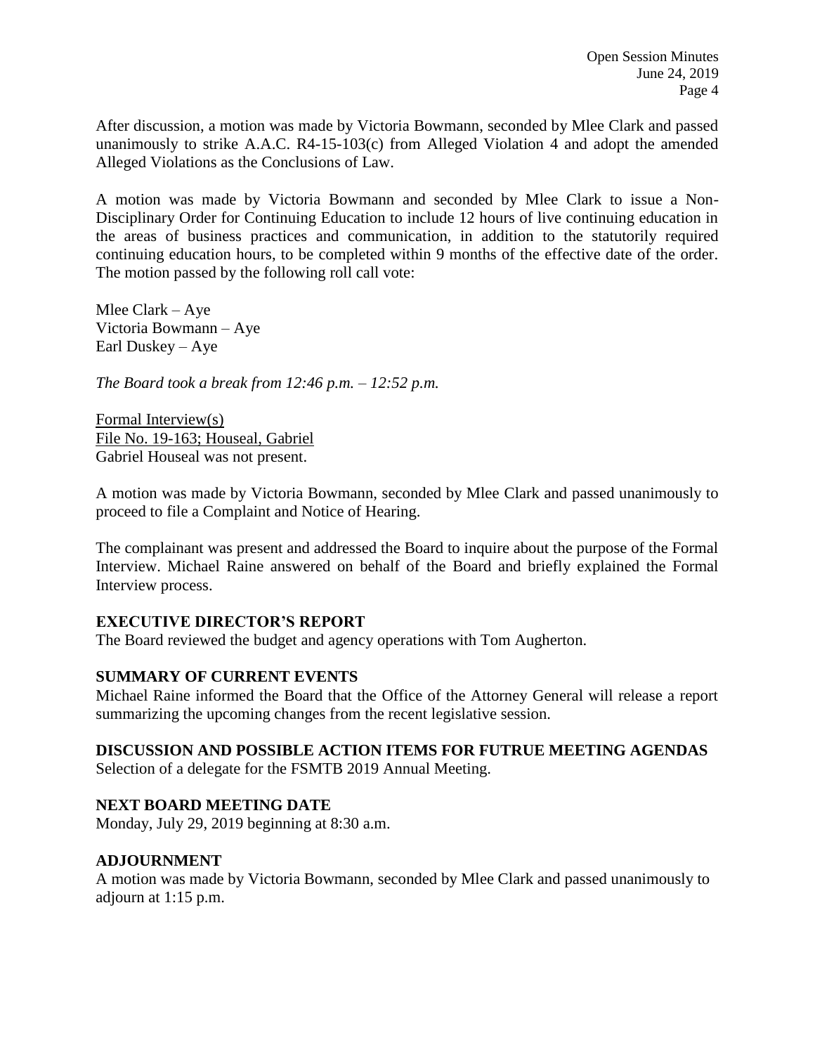After discussion, a motion was made by Victoria Bowmann, seconded by Mlee Clark and passed unanimously to strike A.A.C. R4-15-103(c) from Alleged Violation 4 and adopt the amended Alleged Violations as the Conclusions of Law.

A motion was made by Victoria Bowmann and seconded by Mlee Clark to issue a Non-Disciplinary Order for Continuing Education to include 12 hours of live continuing education in the areas of business practices and communication, in addition to the statutorily required continuing education hours, to be completed within 9 months of the effective date of the order. The motion passed by the following roll call vote:

Mlee Clark – Aye
Victoria Bowmann – Aye
Earl Duskey – Aye

*The Board took a break from 12:46 p.m. – 12:52 p.m.*

Formal Interview(s)
File No. 19-163; Houseal, Gabriel
Gabriel Houseal was not present.

A motion was made by Victoria Bowmann, seconded by Mlee Clark and passed unanimously to proceed to file a Complaint and Notice of Hearing.

The complainant was present and addressed the Board to inquire about the purpose of the Formal Interview. Michael Raine answered on behalf of the Board and briefly explained the Formal Interview process.

## EXECUTIVE DIRECTOR'S REPORT

The Board reviewed the budget and agency operations with Tom Augherton.

## SUMMARY OF CURRENT EVENTS

Michael Raine informed the Board that the Office of the Attorney General will release a report summarizing the upcoming changes from the recent legislative session.

## DISCUSSION AND POSSIBLE ACTION ITEMS FOR FUTRUE MEETING AGENDAS

Selection of a delegate for the FSMTB 2019 Annual Meeting.

## NEXT BOARD MEETING DATE

Monday, July 29, 2019 beginning at 8:30 a.m.

## ADJOURNMENT

A motion was made by Victoria Bowmann, seconded by Mlee Clark and passed unanimously to adjourn at 1:15 p.m.